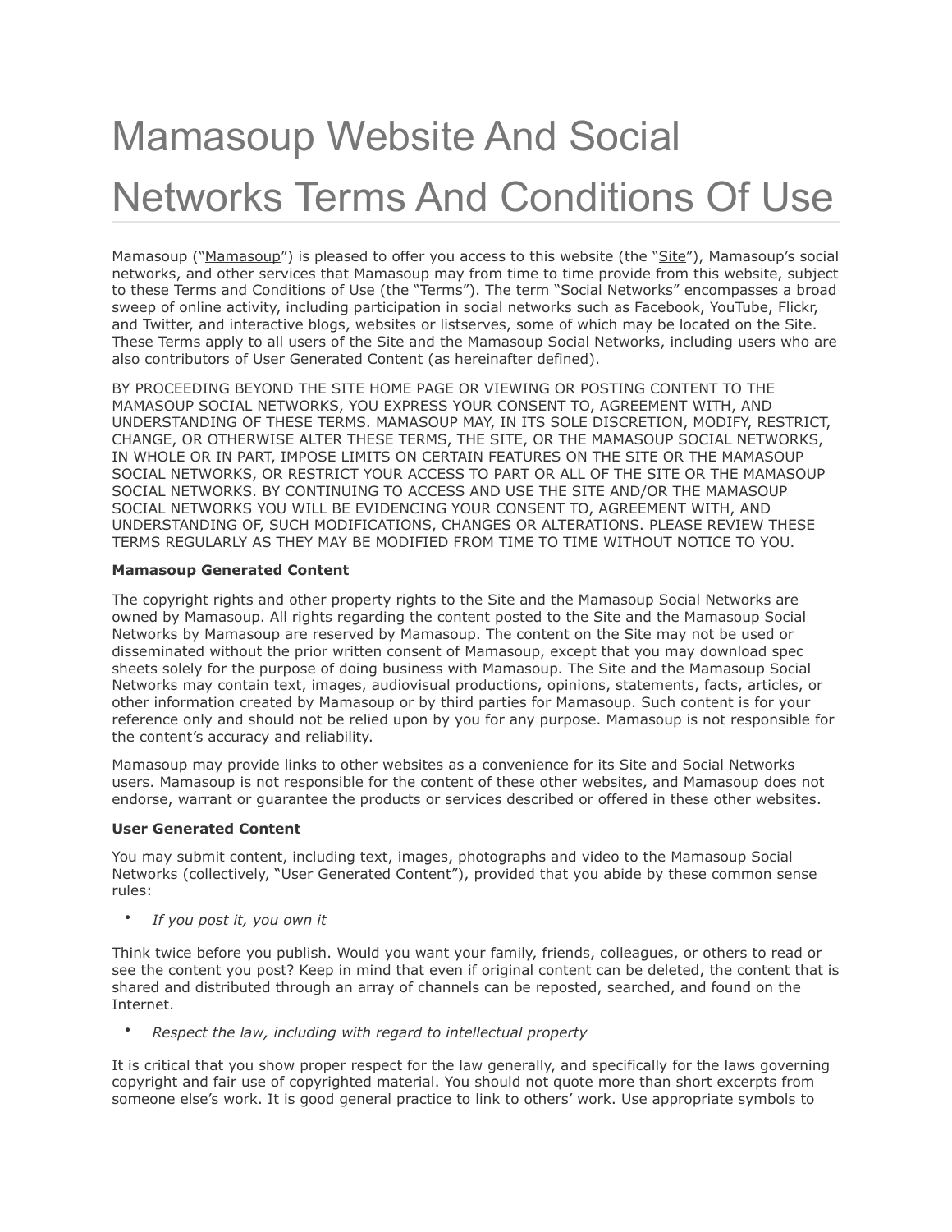# Mamasoup Website And Social Networks Terms And Conditions Of Use

Mamasoup ("Mamasoup") is pleased to offer you access to this website (the "Site"), Mamasoup's social networks, and other services that Mamasoup may from time to time provide from this website, subject to these Terms and Conditions of Use (the "Terms"). The term "Social Networks" encompasses a broad sweep of online activity, including participation in social networks such as Facebook, YouTube, Flickr, and Twitter, and interactive blogs, websites or listserves, some of which may be located on the Site. These Terms apply to all users of the Site and the Mamasoup Social Networks, including users who are also contributors of User Generated Content (as hereinafter defined).

BY PROCEEDING BEYOND THE SITE HOME PAGE OR VIEWING OR POSTING CONTENT TO THE MAMASOUP SOCIAL NETWORKS, YOU EXPRESS YOUR CONSENT TO, AGREEMENT WITH, AND UNDERSTANDING OF THESE TERMS. MAMASOUP MAY, IN ITS SOLE DISCRETION, MODIFY, RESTRICT, CHANGE, OR OTHERWISE ALTER THESE TERMS, THE SITE, OR THE MAMASOUP SOCIAL NETWORKS, IN WHOLE OR IN PART, IMPOSE LIMITS ON CERTAIN FEATURES ON THE SITE OR THE MAMASOUP SOCIAL NETWORKS, OR RESTRICT YOUR ACCESS TO PART OR ALL OF THE SITE OR THE MAMASOUP SOCIAL NETWORKS. BY CONTINUING TO ACCESS AND USE THE SITE AND/OR THE MAMASOUP SOCIAL NETWORKS YOU WILL BE EVIDENCING YOUR CONSENT TO, AGREEMENT WITH, AND UNDERSTANDING OF, SUCH MODIFICATIONS, CHANGES OR ALTERATIONS. PLEASE REVIEW THESE TERMS REGULARLY AS THEY MAY BE MODIFIED FROM TIME TO TIME WITHOUT NOTICE TO YOU.

**Mamasoup Generated Content**

The copyright rights and other property rights to the Site and the Mamasoup Social Networks are owned by Mamasoup. All rights regarding the content posted to the Site and the Mamasoup Social Networks by Mamasoup are reserved by Mamasoup. The content on the Site may not be used or disseminated without the prior written consent of Mamasoup, except that you may download spec sheets solely for the purpose of doing business with Mamasoup. The Site and the Mamasoup Social Networks may contain text, images, audiovisual productions, opinions, statements, facts, articles, or other information created by Mamasoup or by third parties for Mamasoup. Such content is for your reference only and should not be relied upon by you for any purpose. Mamasoup is not responsible for the content's accuracy and reliability.

Mamasoup may provide links to other websites as a convenience for its Site and Social Networks users. Mamasoup is not responsible for the content of these other websites, and Mamasoup does not endorse, warrant or guarantee the products or services described or offered in these other websites.

**User Generated Content**

You may submit content, including text, images, photographs and video to the Mamasoup Social Networks (collectively, "User Generated Content"), provided that you abide by these common sense rules:

- *If you post it, you own it*

Think twice before you publish. Would you want your family, friends, colleagues, or others to read or see the content you post? Keep in mind that even if original content can be deleted, the content that is shared and distributed through an array of channels can be reposted, searched, and found on the Internet.

- *Respect the law, including with regard to intellectual property*

It is critical that you show proper respect for the law generally, and specifically for the laws governing copyright and fair use of copyrighted material. You should not quote more than short excerpts from someone else's work. It is good general practice to link to others' work. Use appropriate symbols to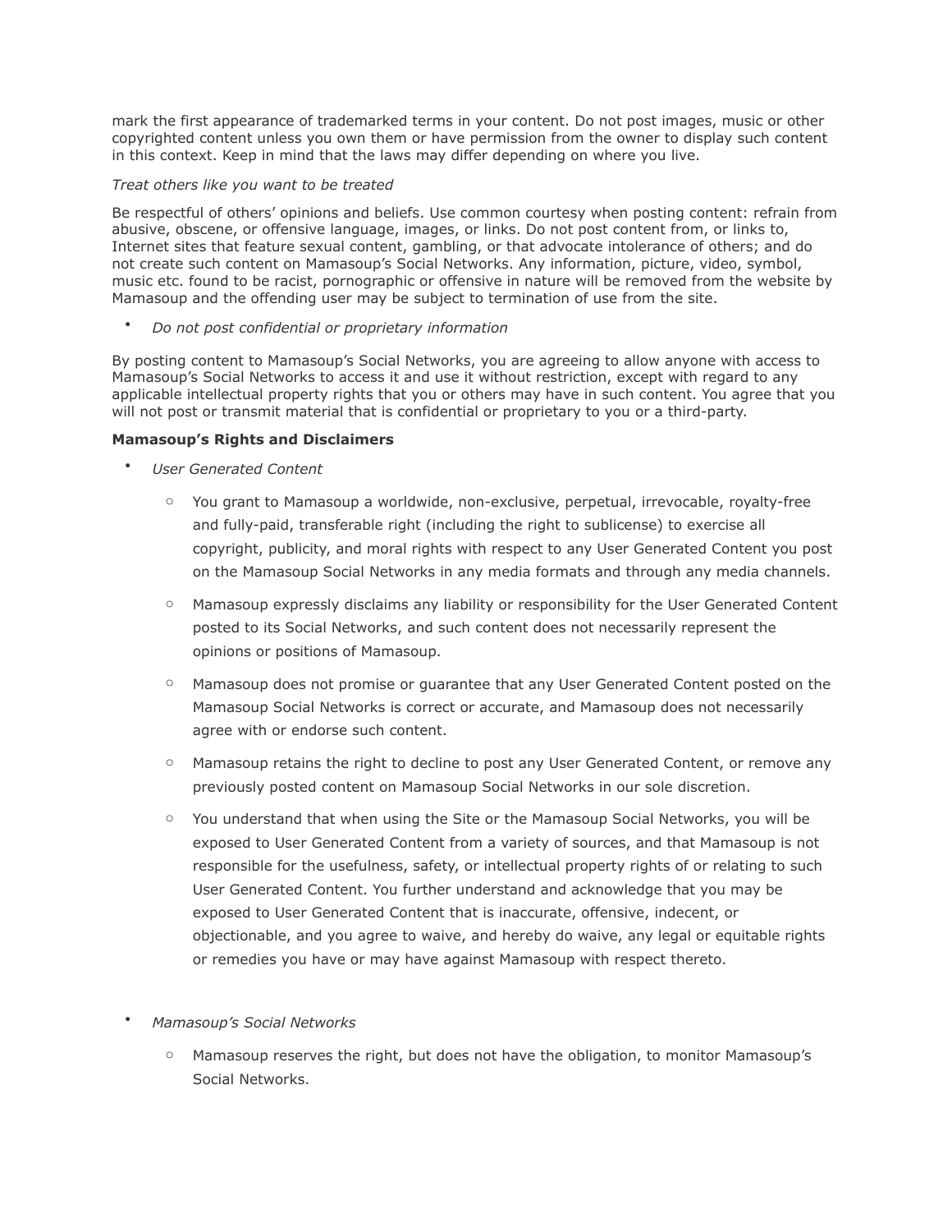mark the first appearance of trademarked terms in your content. Do not post images, music or other copyrighted content unless you own them or have permission from the owner to display such content in this context. Keep in mind that the laws may differ depending on where you live.

*Treat others like you want to be treated*

Be respectful of others' opinions and beliefs. Use common courtesy when posting content: refrain from abusive, obscene, or offensive language, images, or links. Do not post content from, or links to, Internet sites that feature sexual content, gambling, or that advocate intolerance of others; and do not create such content on Mamasoup's Social Networks. Any information, picture, video, symbol, music etc. found to be racist, pornographic or offensive in nature will be removed from the website by Mamasoup and the offending user may be subject to termination of use from the site.

- *Do not post confidential or proprietary information*

By posting content to Mamasoup's Social Networks, you are agreeing to allow anyone with access to Mamasoup's Social Networks to access it and use it without restriction, except with regard to any applicable intellectual property rights that you or others may have in such content. You agree that you will not post or transmit material that is confidential or proprietary to you or a third-party.

**Mamasoup's Rights and Disclaimers**

- *User Generated Content*
    - You grant to Mamasoup a worldwide, non-exclusive, perpetual, irrevocable, royalty-free and fully-paid, transferable right (including the right to sublicense) to exercise all copyright, publicity, and moral rights with respect to any User Generated Content you post on the Mamasoup Social Networks in any media formats and through any media channels.
    - Mamasoup expressly disclaims any liability or responsibility for the User Generated Content posted to its Social Networks, and such content does not necessarily represent the opinions or positions of Mamasoup.
    - Mamasoup does not promise or guarantee that any User Generated Content posted on the Mamasoup Social Networks is correct or accurate, and Mamasoup does not necessarily agree with or endorse such content.
    - Mamasoup retains the right to decline to post any User Generated Content, or remove any previously posted content on Mamasoup Social Networks in our sole discretion.
    - You understand that when using the Site or the Mamasoup Social Networks, you will be exposed to User Generated Content from a variety of sources, and that Mamasoup is not responsible for the usefulness, safety, or intellectual property rights of or relating to such User Generated Content. You further understand and acknowledge that you may be exposed to User Generated Content that is inaccurate, offensive, indecent, or objectionable, and you agree to waive, and hereby do waive, any legal or equitable rights or remedies you have or may have against Mamasoup with respect thereto.

- *Mamasoup's Social Networks*
    - Mamasoup reserves the right, but does not have the obligation, to monitor Mamasoup's Social Networks.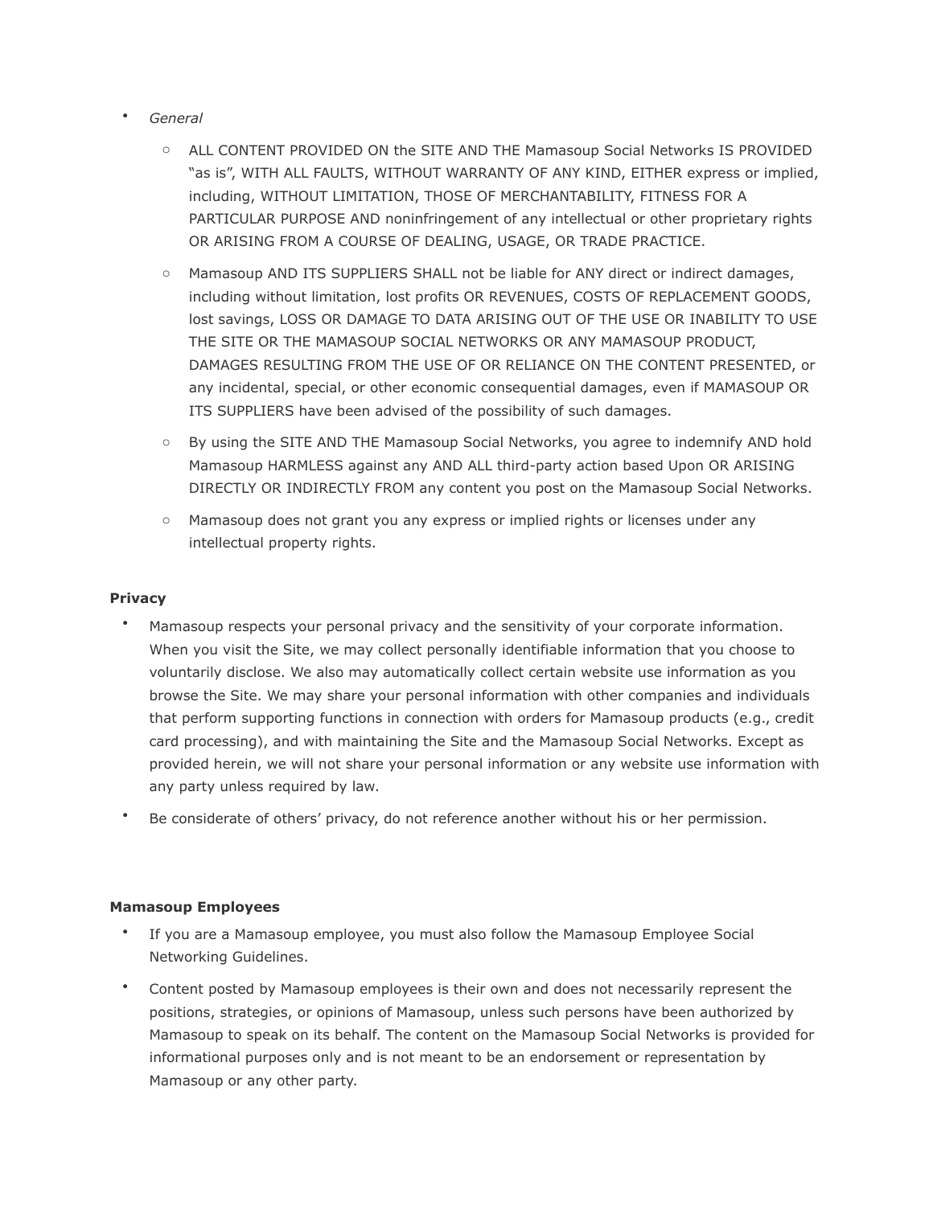- *General*
    - ALL CONTENT PROVIDED ON the SITE AND THE Mamasoup Social Networks IS PROVIDED "as is", WITH ALL FAULTS, WITHOUT WARRANTY OF ANY KIND, EITHER express or implied, including, WITHOUT LIMITATION, THOSE OF MERCHANTABILITY, FITNESS FOR A PARTICULAR PURPOSE AND noninfringement of any intellectual or other proprietary rights OR ARISING FROM A COURSE OF DEALING, USAGE, OR TRADE PRACTICE.
    - Mamasoup AND ITS SUPPLIERS SHALL not be liable for ANY direct or indirect damages, including without limitation, lost profits OR REVENUES, COSTS OF REPLACEMENT GOODS, lost savings, LOSS OR DAMAGE TO DATA ARISING OUT OF THE USE OR INABILITY TO USE THE SITE OR THE MAMASOUP SOCIAL NETWORKS OR ANY MAMASOUP PRODUCT, DAMAGES RESULTING FROM THE USE OF OR RELIANCE ON THE CONTENT PRESENTED, or any incidental, special, or other economic consequential damages, even if MAMASOUP OR ITS SUPPLIERS have been advised of the possibility of such damages.
    - By using the SITE AND THE Mamasoup Social Networks, you agree to indemnify AND hold Mamasoup HARMLESS against any AND ALL third-party action based Upon OR ARISING DIRECTLY OR INDIRECTLY FROM any content you post on the Mamasoup Social Networks.
    - Mamasoup does not grant you any express or implied rights or licenses under any intellectual property rights.

**Privacy**

- Mamasoup respects your personal privacy and the sensitivity of your corporate information. When you visit the Site, we may collect personally identifiable information that you choose to voluntarily disclose. We also may automatically collect certain website use information as you browse the Site. We may share your personal information with other companies and individuals that perform supporting functions in connection with orders for Mamasoup products (e.g., credit card processing), and with maintaining the Site and the Mamasoup Social Networks. Except as provided herein, we will not share your personal information or any website use information with any party unless required by law.
- Be considerate of others' privacy, do not reference another without his or her permission.

**Mamasoup Employees**

- If you are a Mamasoup employee, you must also follow the Mamasoup Employee Social Networking Guidelines.
- Content posted by Mamasoup employees is their own and does not necessarily represent the positions, strategies, or opinions of Mamasoup, unless such persons have been authorized by Mamasoup to speak on its behalf. The content on the Mamasoup Social Networks is provided for informational purposes only and is not meant to be an endorsement or representation by Mamasoup or any other party.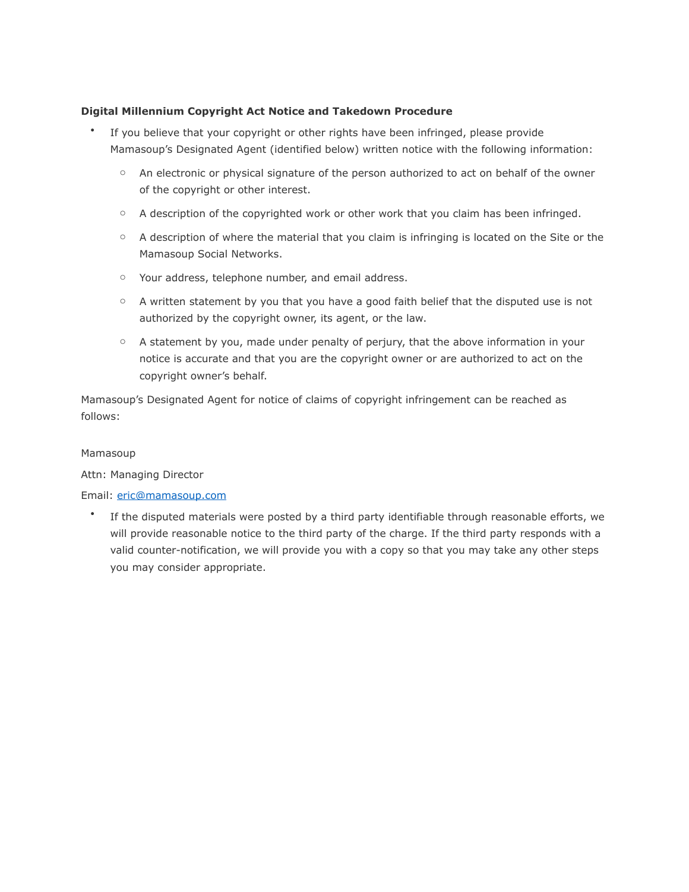**Digital Millennium Copyright Act Notice and Takedown Procedure**

- If you believe that your copyright or other rights have been infringed, please provide Mamasoup's Designated Agent (identified below) written notice with the following information:
    - An electronic or physical signature of the person authorized to act on behalf of the owner of the copyright or other interest.
    - A description of the copyrighted work or other work that you claim has been infringed.
    - A description of where the material that you claim is infringing is located on the Site or the Mamasoup Social Networks.
    - Your address, telephone number, and email address.
    - A written statement by you that you have a good faith belief that the disputed use is not authorized by the copyright owner, its agent, or the law.
    - A statement by you, made under penalty of perjury, that the above information in your notice is accurate and that you are the copyright owner or are authorized to act on the copyright owner's behalf.

Mamasoup's Designated Agent for notice of claims of copyright infringement can be reached as follows:

Mamasoup

Attn: Managing Director

Email: [eric@mamasoup.com](mailto:eric@mamasoup.com)

- If the disputed materials were posted by a third party identifiable through reasonable efforts, we will provide reasonable notice to the third party of the charge. If the third party responds with a valid counter-notification, we will provide you with a copy so that you may take any other steps you may consider appropriate.